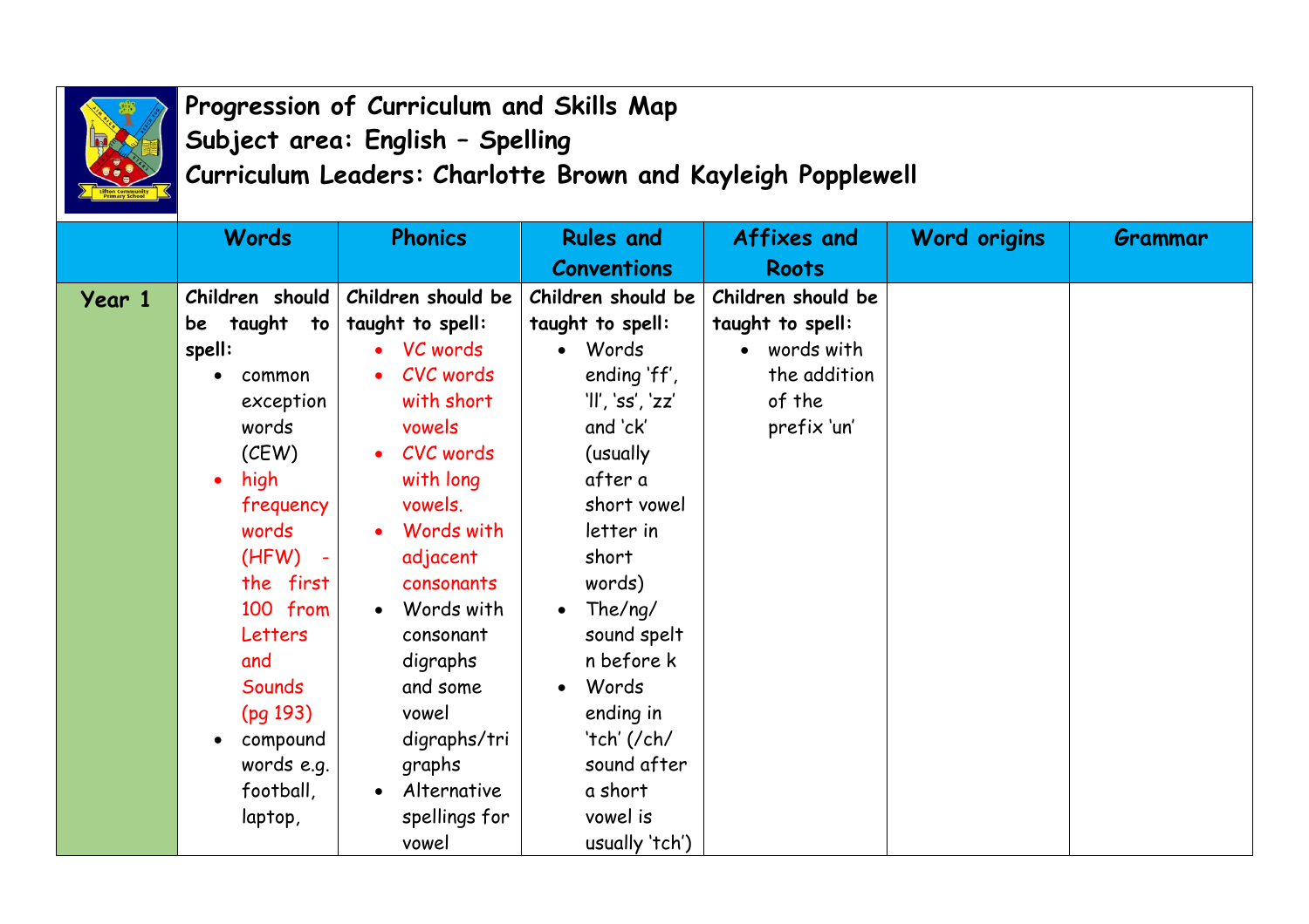**Progression of Curriculum and Skills Map**
**Subject area: English – Spelling**
**Curriculum Leaders: Charlotte Brown and Kayleigh Popplewell**

| | Words | Phonics | Rules and Conventions | Affixes and Roots | Word origins | Grammar |
|---|---|---|---|---|---|---|
| **Year 1** | **Children should be taught to spell:**<br>• common exception words (CEW)<br>• high frequency words (HFW) - the first 100 from Letters and Sounds (pg 193)<br>• compound words e.g. football, laptop, | **Children should be taught to spell:**<br>• VC words<br>• CVC words with short vowels<br>• CVC words with long vowels.<br>• Words with adjacent consonants<br>• Words with consonant digraphs and some vowel digraphs/trigraphs<br>• Alternative spellings for vowel | **Children should be taught to spell:**<br>• Words ending 'ff', 'll', 'ss', 'zz' and 'ck' (usually after a short vowel letter in short words)<br>• The/ng/ sound spelt n before k<br>• Words ending in 'tch' (/ch/ sound after a short vowel is usually 'tch') | **Children should be taught to spell:**<br>• words with the addition of the prefix 'un' | | |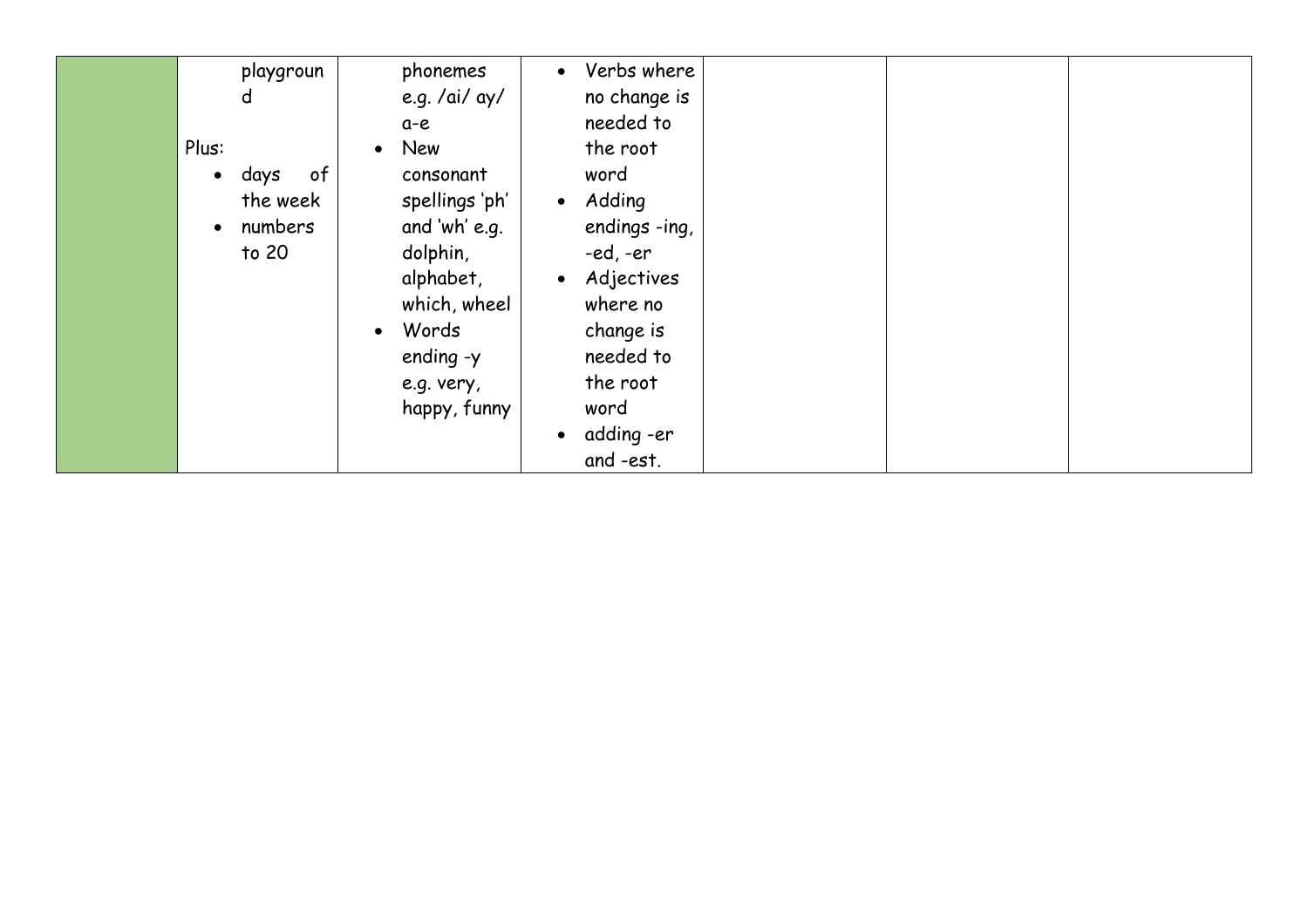|  |  |  |  |  |  |  |
|---|---|---|---|---|---|---|
|  | playground<br><br>Plus:<br>• days of the week<br>• numbers to 20 | phonemes e.g. /ai/ ay/ a-e<br>• New consonant spellings 'ph' and 'wh' e.g. dolphin, alphabet, which, wheel<br>• Words ending -y e.g. very, happy, funny | • Verbs where no change is needed to the root word<br>• Adding endings -ing, -ed, -er<br>• Adjectives where no change is needed to the root word<br>• adding -er and -est. |  |  |  |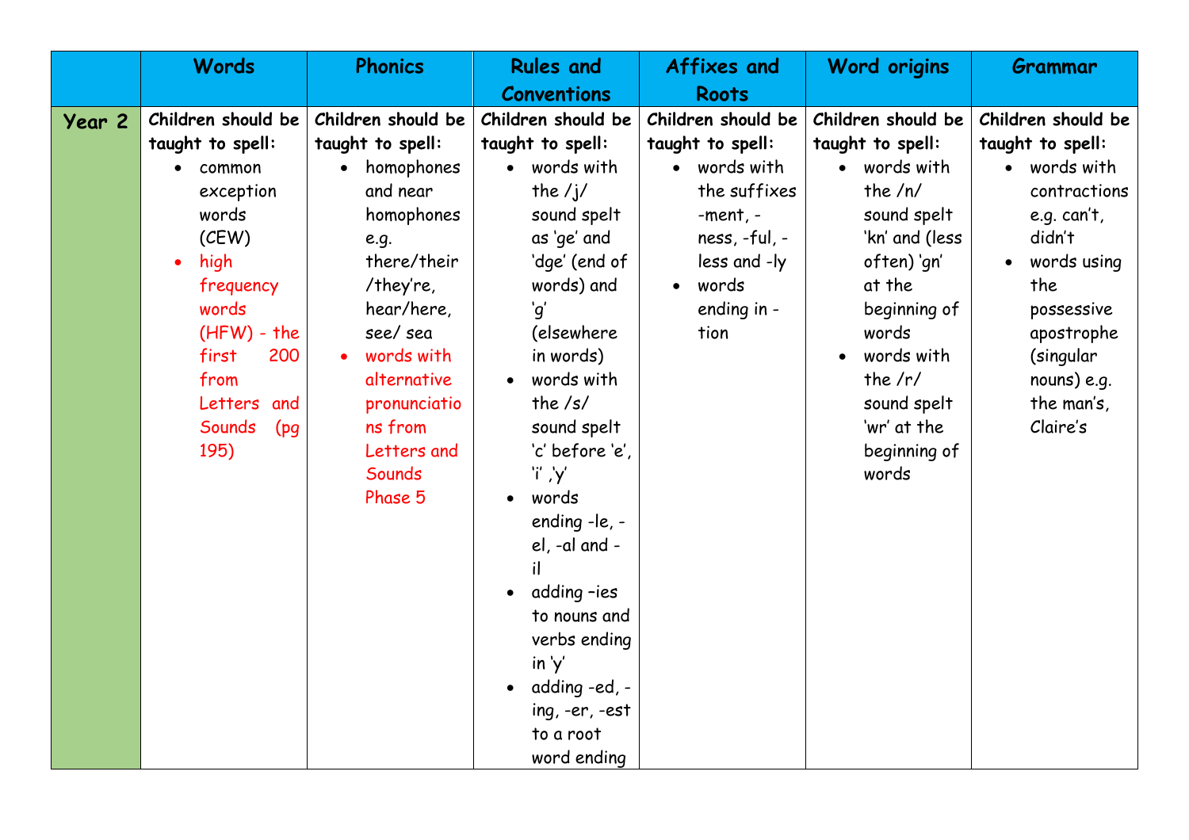| | Words | Phonics | Rules and Conventions | Affixes and Roots | Word origins | Grammar |
|---|---|---|---|---|---|---|
| **Year 2** | **Children should be taught to spell:**<br>• common exception words (CEW)<br>• high frequency words (HFW) - the first 200 from Letters and Sounds (pg 195) | **Children should be taught to spell:**<br>• homophones and near homophones e.g. there/their /they're, hear/here, see/ sea<br>• words with alternative pronunciations from Letters and Sounds Phase 5 | **Children should be taught to spell:**<br>• words with the /j/ sound spelt as 'ge' and 'dge' (end of words) and 'g' (elsewhere in words)<br>• words with the /s/ sound spelt 'c' before 'e', 'i' ,'y'<br>• words ending -le, -el, -al and -il<br>• adding –ies to nouns and verbs ending in 'y'<br>• adding -ed, -ing, -er, -est to a root word ending | **Children should be taught to spell:**<br>• words with the suffixes -ment, -ness, -ful, -less and -ly<br>• words ending in -tion | **Children should be taught to spell:**<br>• words with the /n/ sound spelt 'kn' and (less often) 'gn' at the beginning of words<br>• words with the /r/ sound spelt 'wr' at the beginning of words | **Children should be taught to spell:**<br>• words with contractions e.g. can't, didn't<br>• words using the possessive apostrophe (singular nouns) e.g. the man's, Claire's |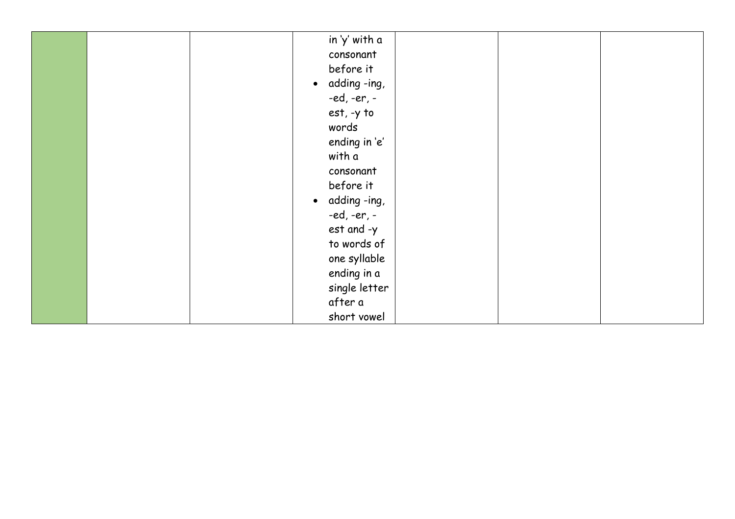| | | | | | | |
|---|---|---|---|---|---|---|
| | | | in 'y' with a consonant before it<br>• adding -ing, -ed, -er, -est, -y to words ending in 'e' with a consonant before it<br>• adding -ing, -ed, -er, -est and -y to words of one syllable ending in a single letter after a short vowel | | | |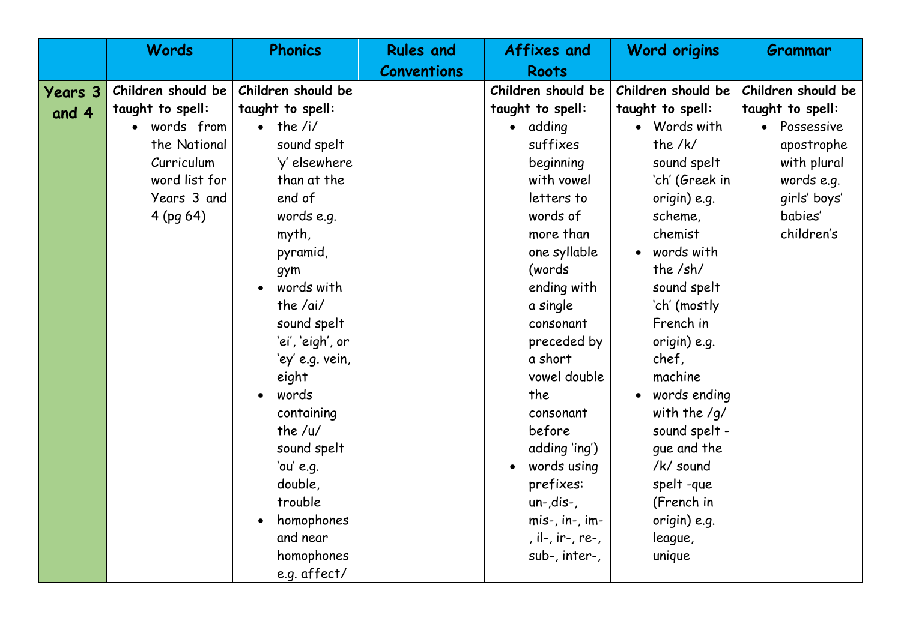| | Words | Phonics | Rules and Conventions | Affixes and Roots | Word origins | Grammar |
|---|---|---|---|---|---|---|
| **Years 3 and 4** | **Children should be taught to spell:**<br>• words from the National Curriculum word list for Years 3 and 4 (pg 64) | **Children should be taught to spell:**<br>• the /i/ sound spelt 'y' elsewhere than at the end of words e.g. myth, pyramid, gym<br>• words with the /ai/ sound spelt 'ei', 'eigh', or 'ey' e.g. vein, eight<br>• words containing the /u/ sound spelt 'ou' e.g. double, trouble<br>• homophones and near homophones e.g. affect/ | | **Children should be taught to spell:**<br>• adding suffixes beginning with vowel letters to words of more than one syllable (words ending with a single consonant preceded by a short vowel double the consonant before adding 'ing')<br>• words using prefixes: un-,dis-, mis-, in-, im-, il-, ir-, re-, sub-, inter-, | **Children should be taught to spell:**<br>• Words with the /k/ sound spelt 'ch' (Greek in origin) e.g. scheme, chemist<br>• words with the /sh/ sound spelt 'ch' (mostly French in origin) e.g. chef, machine<br>• words ending with the /g/ sound spelt -gue and the /k/ sound spelt -que (French in origin) e.g. league, unique | **Children should be taught to spell:**<br>• Possessive apostrophe with plural words e.g. girls' boys' babies' children's |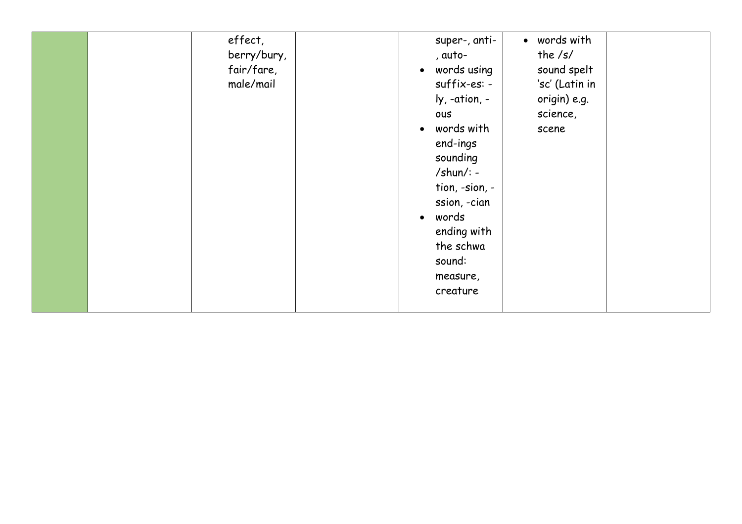| | | | | | | |
|---|---|---|---|---|---|---|
| | | effect, berry/bury, fair/fare, male/mail | | super-, anti-, auto-<br>• words using suffix-es: -ly, -ation, -ous<br>• words with end-ings sounding /shun/: -tion, -sion, -ssion, -cian<br>• words ending with the schwa sound: measure, creature | • words with the /s/ sound spelt 'sc' (Latin in origin) e.g. science, scene | |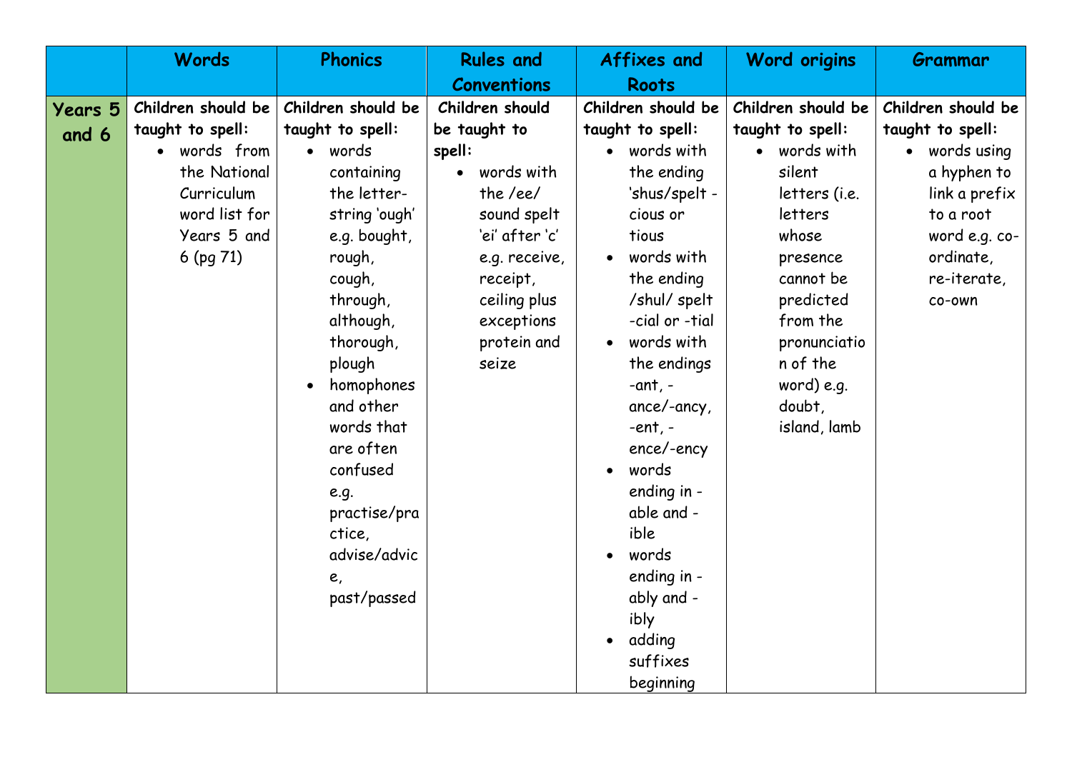| | Words | Phonics | Rules and Conventions | Affixes and Roots | Word origins | Grammar |
|---|---|---|---|---|---|---|
| **Years 5 and 6** | **Children should be taught to spell:**<br>• words from the National Curriculum word list for Years 5 and 6 (pg 71) | **Children should be taught to spell:**<br>• words containing the letter-string 'ough' e.g. bought, rough, cough, through, although, thorough, plough<br>• homophones and other words that are often confused e.g. practise/practice, advise/advice, past/passed | **Children should be taught to spell:**<br>• words with the /ee/ sound spelt 'ei' after 'c' e.g. receive, receipt, ceiling plus exceptions protein and seize | **Children should be taught to spell:**<br>• words with the ending 'shus/spelt -cious or tious<br>• words with the ending /shul/ spelt -cial or -tial<br>• words with the endings -ant, -ance/-ancy, -ent, -ence/-ency<br>• words ending in -able and -ible<br>• words ending in -ably and -ibly<br>• adding suffixes beginning | **Children should be taught to spell:**<br>• words with silent letters (i.e. letters whose presence cannot be predicted from the pronunciation of the word) e.g. doubt, island, lamb | **Children should be taught to spell:**<br>• words using a hyphen to link a prefix to a root word e.g. co-ordinate, re-iterate, co-own |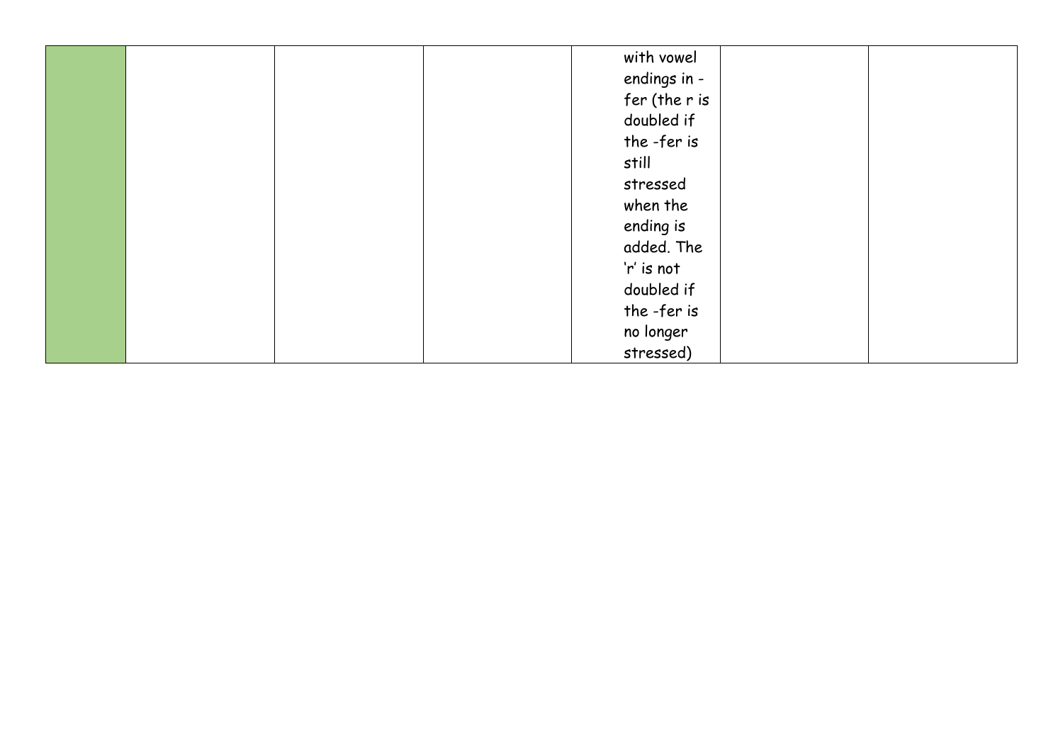| | | | | | | |
|---|---|---|---|---|---|---|
| | | | | with vowel endings in -fer (the r is doubled if the -fer is still stressed when the ending is added. The 'r' is not doubled if the -fer is no longer stressed) | | |